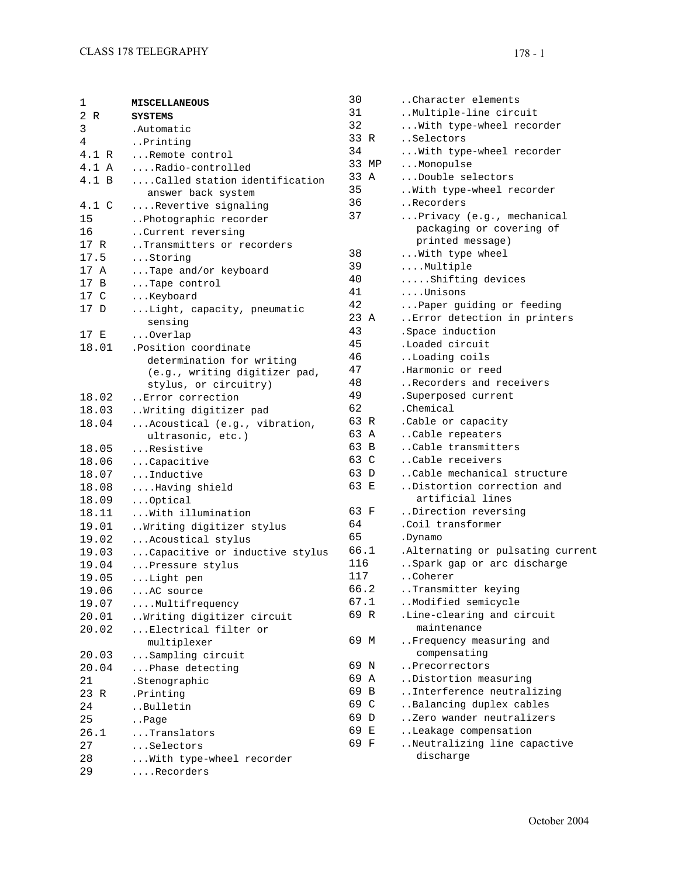# CLASS 178 TELEGRAPHY

| | |
|---|---|
| 1 | **MISCELLANEOUS** |
| 2 R | **SYSTEMS** |
| 3 | .Automatic |
| 4 | ..Printing |
| 4.1 R | ...Remote control |
| 4.1 A | ....Radio-controlled |
| 4.1 B | ....Called station identification answer back system |
| 4.1 C | ....Revertive signaling |
| 15 | ..Photographic recorder |
| 16 | ..Current reversing |
| 17 R | ..Transmitters or recorders |
| 17.5 | ...Storing |
| 17 A | ...Tape and/or keyboard |
| 17 B | ...Tape control |
| 17 C | ...Keyboard |
| 17 D | ...Light, capacity, pneumatic sensing |
| 17 E | ...Overlap |
| 18.01 | .Position coordinate determination for writing (e.g., writing digitizer pad, stylus, or circuitry) |
| 18.02 | ..Error correction |
| 18.03 | ..Writing digitizer pad |
| 18.04 | ...Acoustical (e.g., vibration, ultrasonic, etc.) |
| 18.05 | ...Resistive |
| 18.06 | ...Capacitive |
| 18.07 | ...Inductive |
| 18.08 | ....Having shield |
| 18.09 | ...Optical |
| 18.11 | ...With illumination |
| 19.01 | ..Writing digitizer stylus |
| 19.02 | ...Acoustical stylus |
| 19.03 | ...Capacitive or inductive stylus |
| 19.04 | ...Pressure stylus |
| 19.05 | ...Light pen |
| 19.06 | ...AC source |
| 19.07 | ....Multifrequency |
| 20.01 | ..Writing digitizer circuit |
| 20.02 | ...Electrical filter or multiplexer |
| 20.03 | ...Sampling circuit |
| 20.04 | ...Phase detecting |
| 21 | .Stenographic |
| 23 R | .Printing |
| 24 | ..Bulletin |
| 25 | ..Page |
| 26.1 | ...Translators |
| 27 | ...Selectors |
| 28 | ...With type-wheel recorder |
| 29 | ....Recorders |
| 30 | ..Character elements |
| 31 | ..Multiple-line circuit |
| 32 | ...With type-wheel recorder |
| 33 R | ..Selectors |
| 34 | ...With type-wheel recorder |
| 33 MP | ...Monopulse |
| 33 A | ...Double selectors |
| 35 | ..With type-wheel recorder |
| 36 | ..Recorders |
| 37 | ...Privacy (e.g., mechanical packaging or covering of printed message) |
| 38 | ...With type wheel |
| 39 | ....Multiple |
| 40 | .....Shifting devices |
| 41 | ....Unisons |
| 42 | ...Paper guiding or feeding |
| 23 A | ..Error detection in printers |
| 43 | .Space induction |
| 45 | .Loaded circuit |
| 46 | ..Loading coils |
| 47 | .Harmonic or reed |
| 48 | ..Recorders and receivers |
| 49 | .Superposed current |
| 62 | .Chemical |
| 63 R | .Cable or capacity |
| 63 A | ..Cable repeaters |
| 63 B | ..Cable transmitters |
| 63 C | ..Cable receivers |
| 63 D | ..Cable mechanical structure |
| 63 E | ..Distortion correction and artificial lines |
| 63 F | ..Direction reversing |
| 64 | .Coil transformer |
| 65 | .Dynamo |
| 66.1 | .Alternating or pulsating current |
| 116 | ..Spark gap or arc discharge |
| 117 | ..Coherer |
| 66.2 | ..Transmitter keying |
| 67.1 | ..Modified semicycle |
| 69 R | .Line-clearing and circuit maintenance |
| 69 M | ..Frequency measuring and compensating |
| 69 N | ..Precorrectors |
| 69 A | ..Distortion measuring |
| 69 B | ..Interference neutralizing |
| 69 C | ..Balancing duplex cables |
| 69 D | ..Zero wander neutralizers |
| 69 E | ..Leakage compensation |
| 69 F | ..Neutralizing line capactive discharge |

October 2004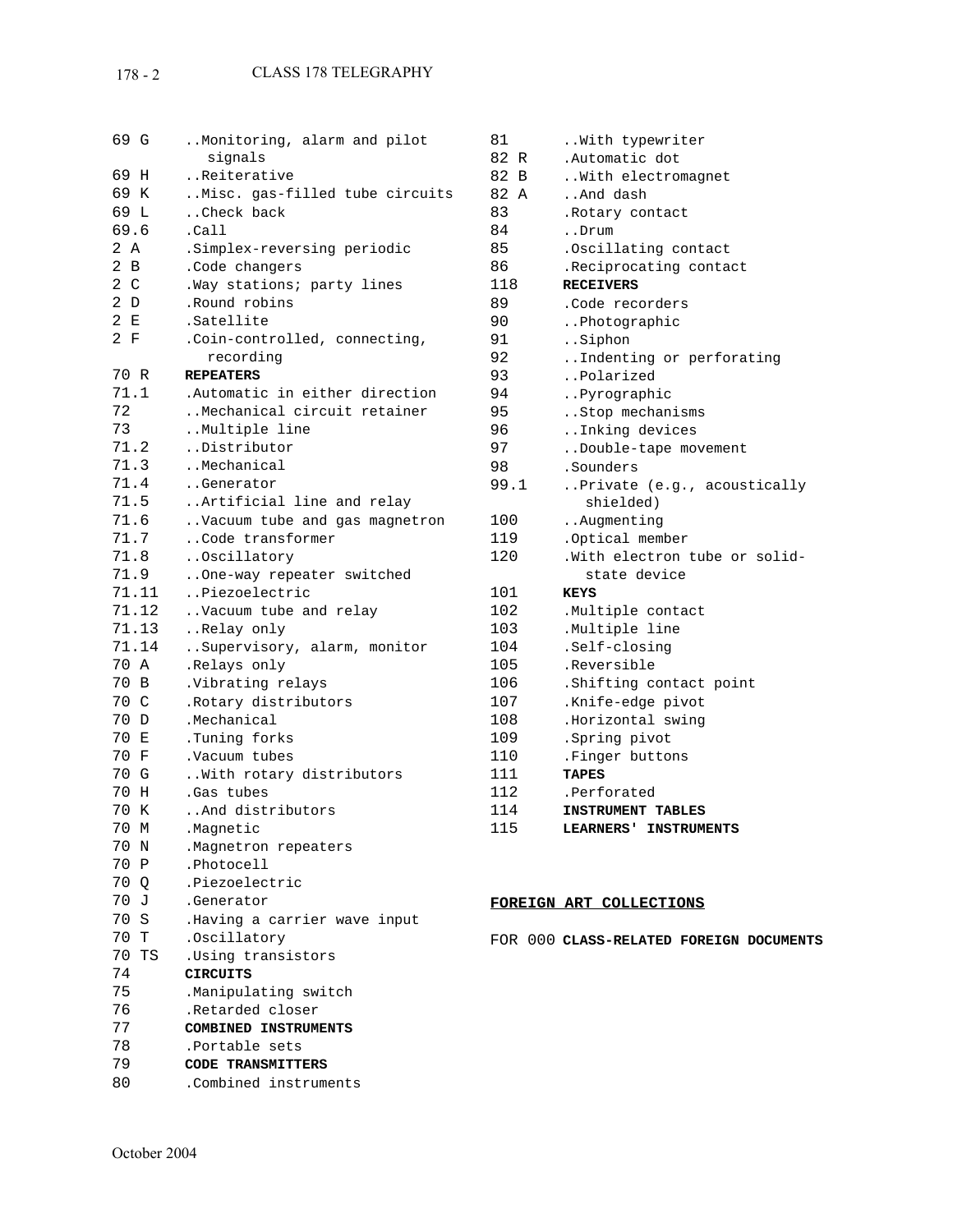| | |
|---|---|
| 69 G | ..Monitoring, alarm and pilot signals |
| 69 H | ..Reiterative |
| 69 K | ..Misc. gas-filled tube circuits |
| 69 L | ..Check back |
| 69.6 | .Call |
| 2 A | .Simplex-reversing periodic |
| 2 B | .Code changers |
| 2 C | .Way stations; party lines |
| 2 D | .Round robins |
| 2 E | .Satellite |
| 2 F | .Coin-controlled, connecting, recording |
| 70 R | **REPEATERS** |
| 71.1 | .Automatic in either direction |
| 72 | ..Mechanical circuit retainer |
| 73 | ..Multiple line |
| 71.2 | ..Distributor |
| 71.3 | ..Mechanical |
| 71.4 | ..Generator |
| 71.5 | ..Artificial line and relay |
| 71.6 | ..Vacuum tube and gas magnetron |
| 71.7 | ..Code transformer |
| 71.8 | ..Oscillatory |
| 71.9 | ..One-way repeater switched |
| 71.11 | ..Piezoelectric |
| 71.12 | ..Vacuum tube and relay |
| 71.13 | ..Relay only |
| 71.14 | ..Supervisory, alarm, monitor |
| 70 A | .Relays only |
| 70 B | .Vibrating relays |
| 70 C | .Rotary distributors |
| 70 D | .Mechanical |
| 70 E | .Tuning forks |
| 70 F | .Vacuum tubes |
| 70 G | ..With rotary distributors |
| 70 H | .Gas tubes |
| 70 K | ..And distributors |
| 70 M | .Magnetic |
| 70 N | .Magnetron repeaters |
| 70 P | .Photocell |
| 70 Q | .Piezoelectric |
| 70 J | .Generator |
| 70 S | .Having a carrier wave input |
| 70 T | .Oscillatory |
| 70 TS | .Using transistors |
| 74 | **CIRCUITS** |
| 75 | .Manipulating switch |
| 76 | .Retarded closer |
| 77 | **COMBINED INSTRUMENTS** |
| 78 | .Portable sets |
| 79 | **CODE TRANSMITTERS** |
| 80 | .Combined instruments |
| 81 | ..With typewriter |
| 82 R | .Automatic dot |
| 82 B | ..With electromagnet |
| 82 A | ..And dash |
| 83 | .Rotary contact |
| 84 | ..Drum |
| 85 | .Oscillating contact |
| 86 | .Reciprocating contact |
| 118 | **RECEIVERS** |
| 89 | .Code recorders |
| 90 | ..Photographic |
| 91 | ..Siphon |
| 92 | ..Indenting or perforating |
| 93 | ..Polarized |
| 94 | ..Pyrographic |
| 95 | ..Stop mechanisms |
| 96 | ..Inking devices |
| 97 | ..Double-tape movement |
| 98 | .Sounders |
| 99.1 | ..Private (e.g., acoustically shielded) |
| 100 | ..Augmenting |
| 119 | .Optical member |
| 120 | .With electron tube or solid-state device |
| 101 | **KEYS** |
| 102 | .Multiple contact |
| 103 | .Multiple line |
| 104 | .Self-closing |
| 105 | .Reversible |
| 106 | .Shifting contact point |
| 107 | .Knife-edge pivot |
| 108 | .Horizontal swing |
| 109 | .Spring pivot |
| 110 | .Finger buttons |
| 111 | **TAPES** |
| 112 | .Perforated |
| 114 | **INSTRUMENT TABLES** |
| 115 | **LEARNERS' INSTRUMENTS** |

## FOREIGN ART COLLECTIONS

FOR 000 **CLASS-RELATED FOREIGN DOCUMENTS**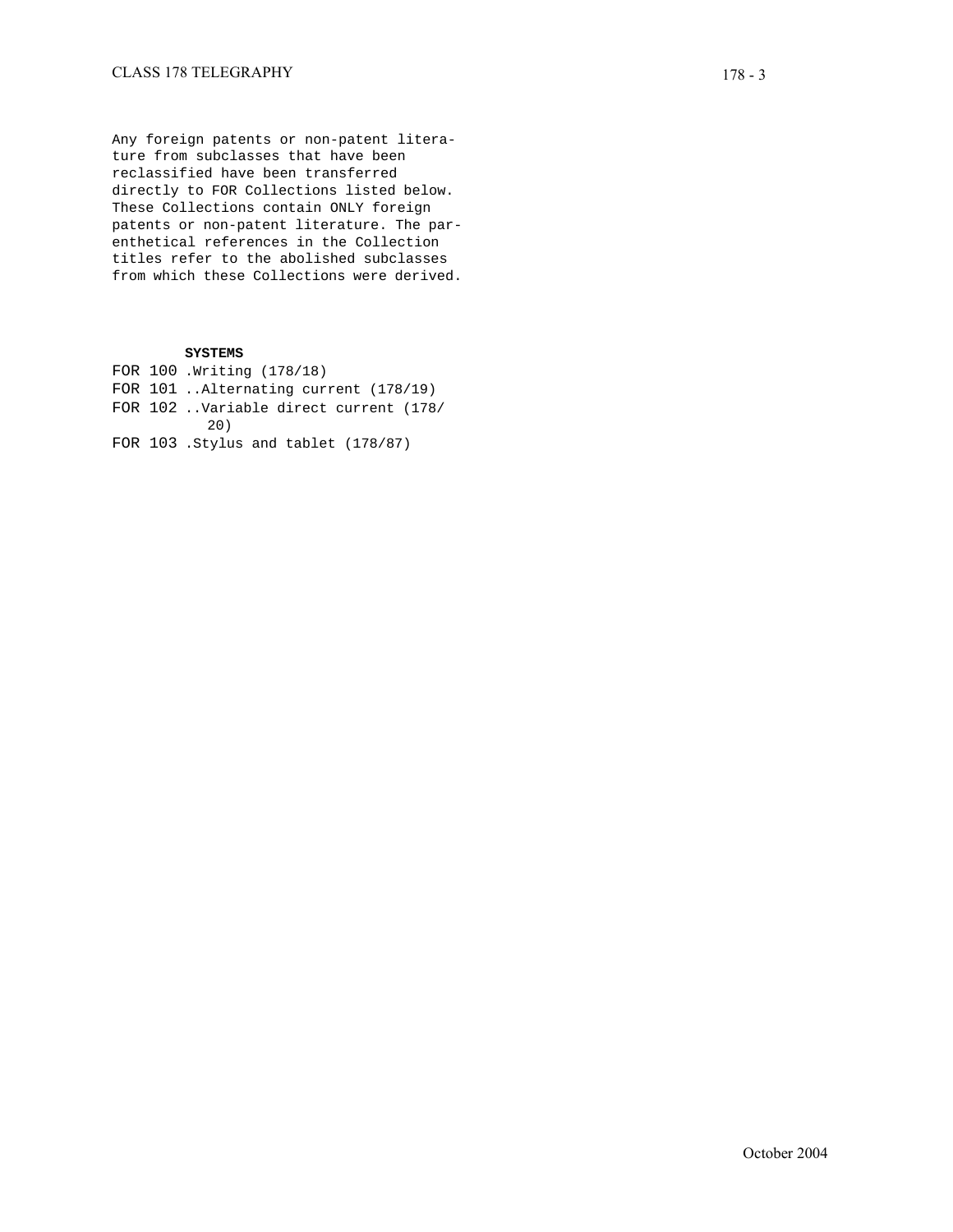Any foreign patents or non-patent literature from subclasses that have been reclassified have been transferred directly to FOR Collections listed below. These Collections contain ONLY foreign patents or non-patent literature. The parenthetical references in the Collection titles refer to the abolished subclasses from which these Collections were derived.

**SYSTEMS**

FOR 100 .Writing (178/18)
FOR 101 ..Alternating current (178/19)
FOR 102 ..Variable direct current (178/20)
FOR 103 .Stylus and tablet (178/87)